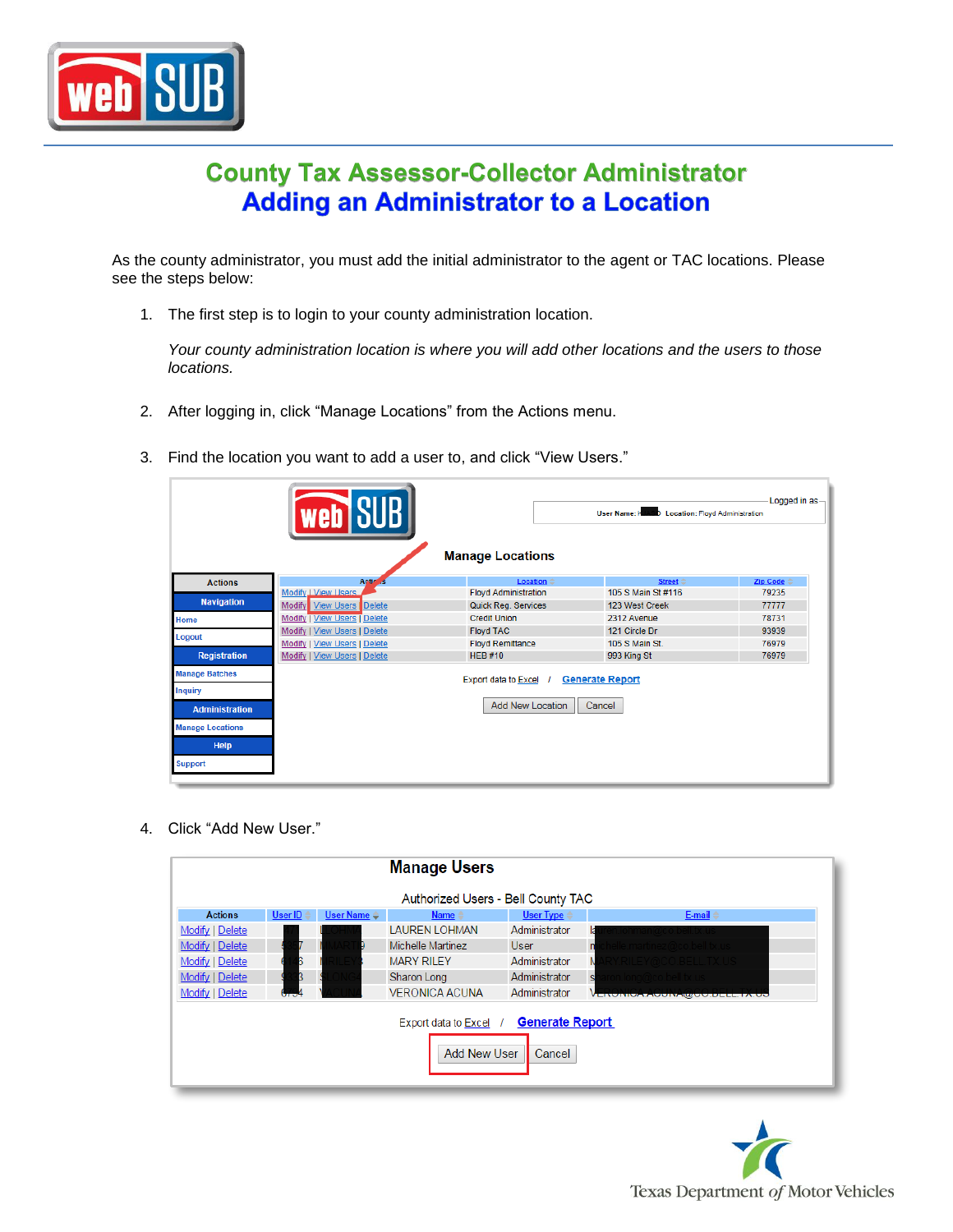# County Tax Assessor-Collector Administrator

# Adding an Administrator to a Location

As the county administrator, you must add the initial administrator to the agent or TAC locations. Please see the steps below:

1. The first step is to login to your county administration location.

   *Your county administration location is where you will add other locations and the users to those locations.*

2. After logging in, click "Manage Locations" from the Actions menu.

3. Find the location you want to add a user to, and click "View Users."

4. Click "Add New User."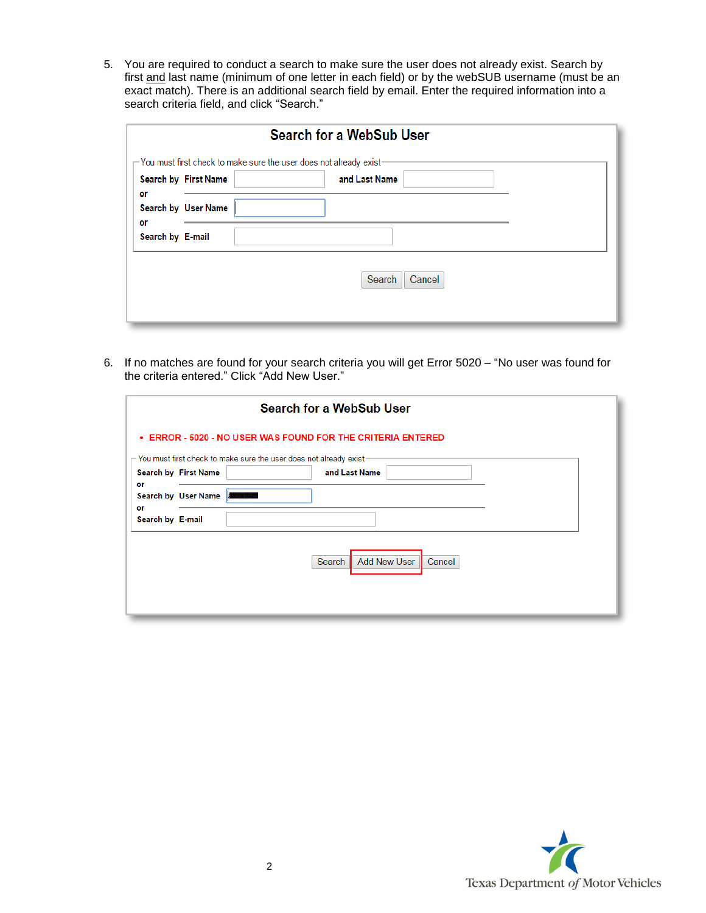5. You are required to conduct a search to make sure the user does not already exist. Search by first <u>and</u> last name (minimum of one letter in each field) or by the webSUB username (must be an exact match). There is an additional search field by email. Enter the required information into a search criteria field, and click “Search.”

**Search for a WebSub User**

You must first check to make sure the user does not already exist

Search by **First Name** ______ **and Last Name** ______

or

Search by **User Name** ______

or

Search by **E-mail** ______

Search | Cancel

6. If no matches are found for your search criteria you will get Error 5020 – “No user was found for the criteria entered.” Click “Add New User.”

**Search for a WebSub User**

- ERROR - 5020 - NO USER WAS FOUND FOR THE CRITERIA ENTERED

You must first check to make sure the user does not already exist

Search by **First Name** ______ **and Last Name** ______

or

Search by **User Name** ______

or

Search by **E-mail** ______

Search | Add New User | Cancel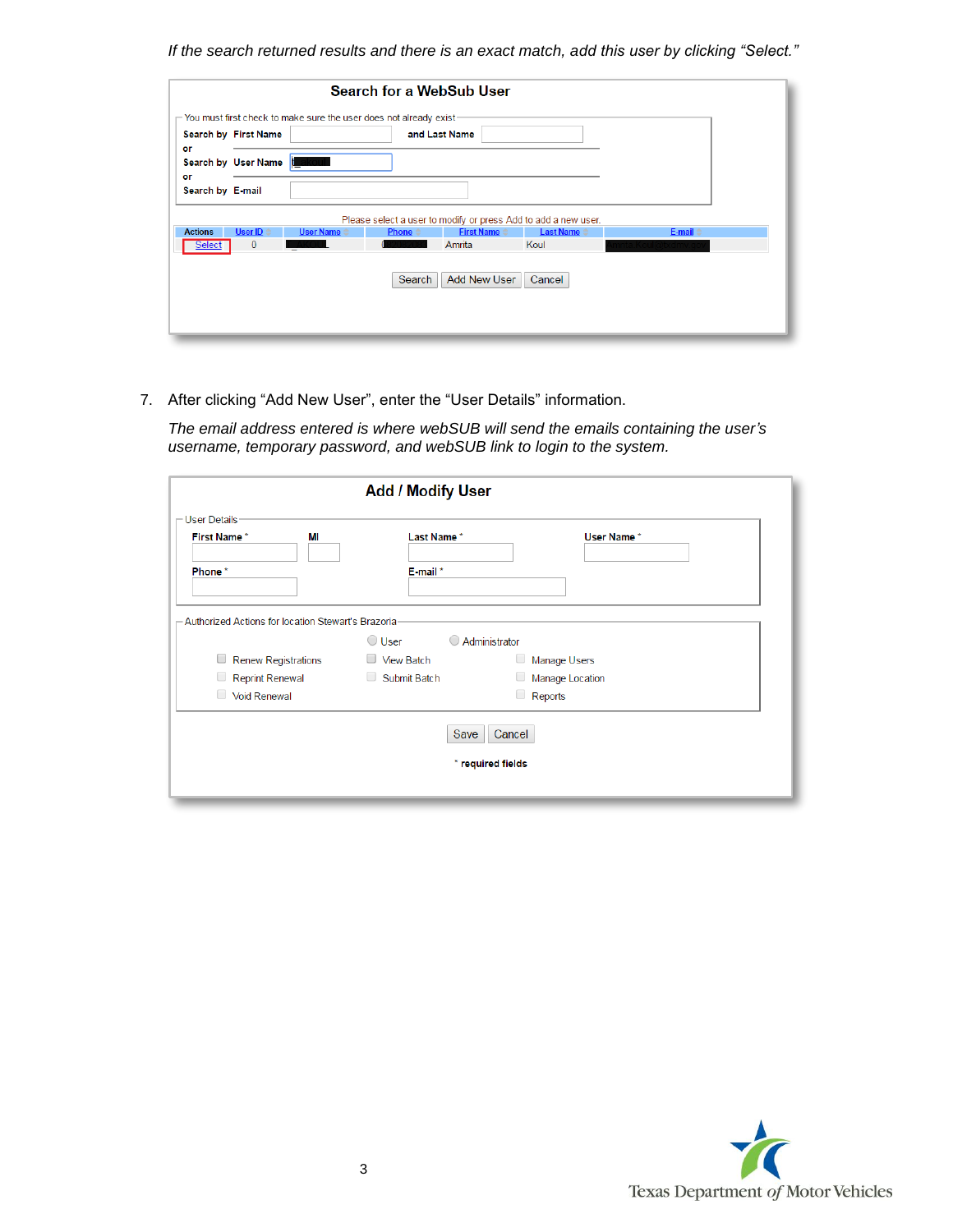*If the search returned results and there is an exact match, add this user by clicking "Select."*

**Search for a WebSub User**

You must first check to make sure the user does not already exist

Search by First Name [ ] and Last Name [ ]

or

Search by User Name [ ]

or

Search by E-mail [ ]

Please select a user to modify or press Add to add a new user.

| Actions | User ID | User Name | Phone | First Name | Last Name | E-mail |
|---|---|---|---|---|---|---|
| Select | 0 | | | Amrita | Koul | |

[Search] [Add New User] [Cancel]

7. After clicking "Add New User", enter the "User Details" information.

   *The email address entered is where webSUB will send the emails containing the user's username, temporary password, and webSUB link to login to the system.*

**Add / Modify User**

User Details

First Name * [ ] MI [ ] Last Name * [ ] User Name * [ ]

Phone * [ ] E-mail * [ ]

Authorized Actions for location Stewart's Brazoria

( ) User ( ) Administrator

- [ ] Renew Registrations
- [ ] View Batch
- [ ] Manage Users
- [ ] Reprint Renewal
- [ ] Submit Batch
- [ ] Manage Location
- [ ] Void Renewal
- [ ] Reports

[Save] [Cancel]

\* required fields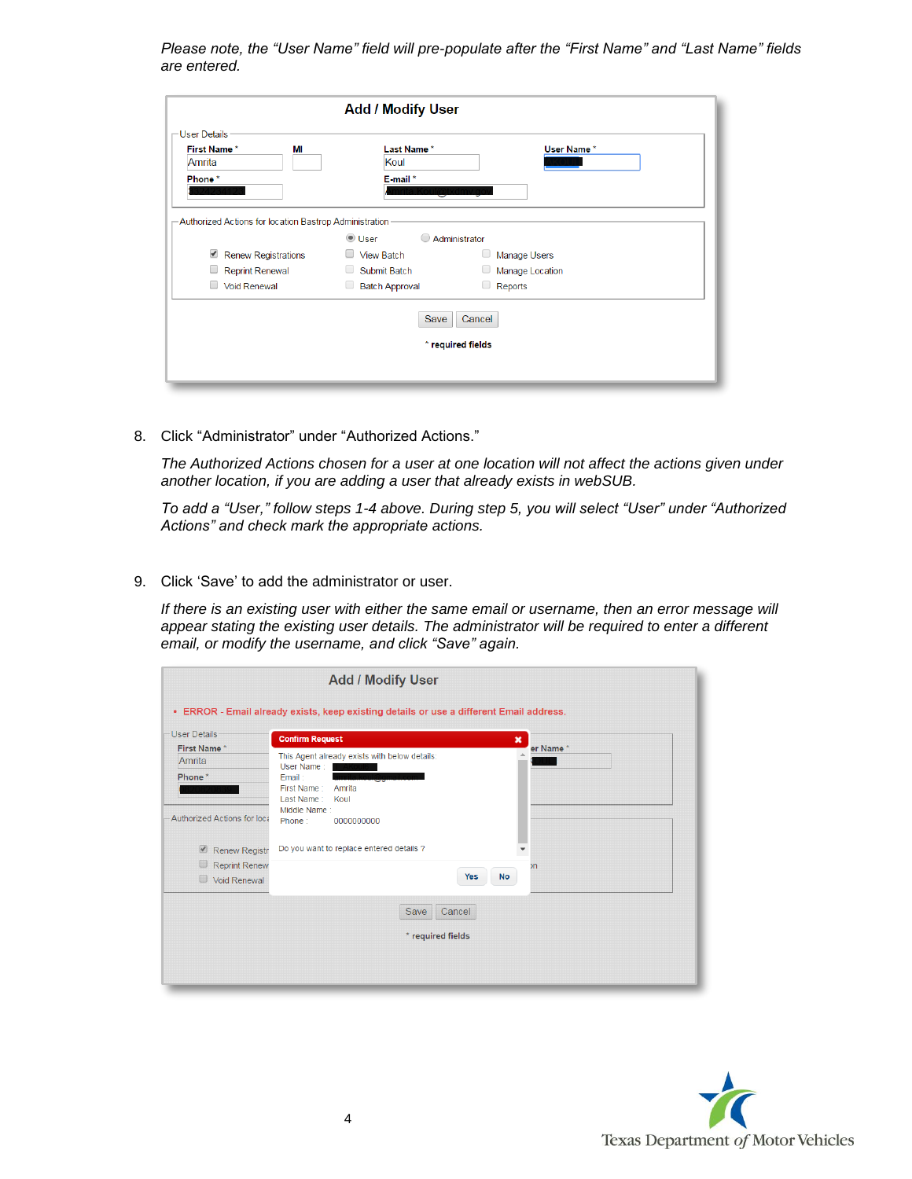*Please note, the “User Name” field will pre-populate after the “First Name” and “Last Name” fields are entered.*

Add / Modify User

User Details

First Name * Amrita
MI
Last Name * Koul
User Name *
Phone *
E-mail *

Authorized Actions for location Bastrop Administration

User
Administrator

Renew Registrations
View Batch
Manage Users
Reprint Renewal
Submit Batch
Manage Location
Void Renewal
Batch Approval
Reports

Save Cancel

* required fields

8. Click “Administrator” under “Authorized Actions.”

   *The Authorized Actions chosen for a user at one location will not affect the actions given under another location, if you are adding a user that already exists in webSUB.*

   *To add a “User,” follow steps 1-4 above. During step 5, you will select “User” under “Authorized Actions” and check mark the appropriate actions.*

9. Click ‘Save’ to add the administrator or user.

   *If there is an existing user with either the same email or username, then an error message will appear stating the existing user details. The administrator will be required to enter a different email, or modify the username, and click “Save” again.*

Add / Modify User

- ERROR - Email already exists, keep existing details or use a different Email address.

Confirm Request

This Agent already exists with below details.
User Name :
Email :
First Name : Amrita
Last Name : Koul
Middle Name :
Phone : 0000000000

Do you want to replace entered details ?

Yes No

Save Cancel

* required fields

Texas Department *of* Motor Vehicles